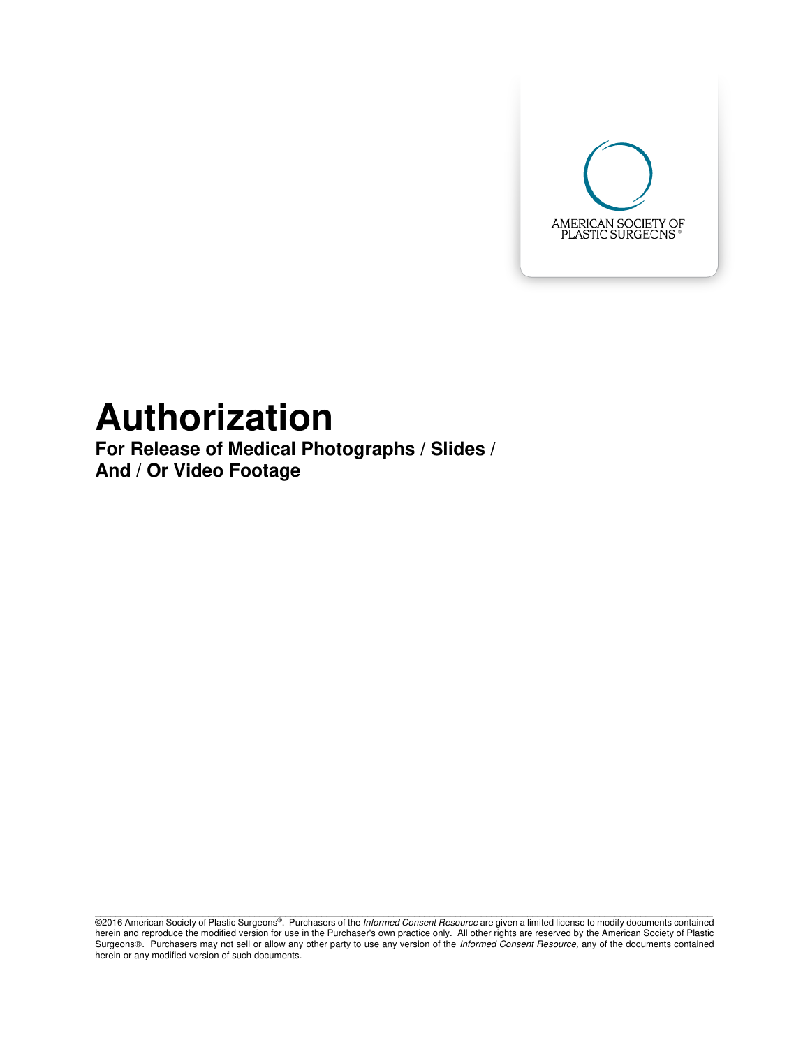AMERICAN SOCIETY OF PLASTIC SURGEONS®

# Authorization

## For Release of Medical Photographs / Slides / And / Or Video Footage

©2016 American Society of Plastic Surgeons®. Purchasers of the *Informed Consent Resource* are given a limited license to modify documents contained herein and reproduce the modified version for use in the Purchaser's own practice only. All other rights are reserved by the American Society of Plastic Surgeons®. Purchasers may not sell or allow any other party to use any version of the *Informed Consent Resource,* any of the documents contained herein or any modified version of such documents.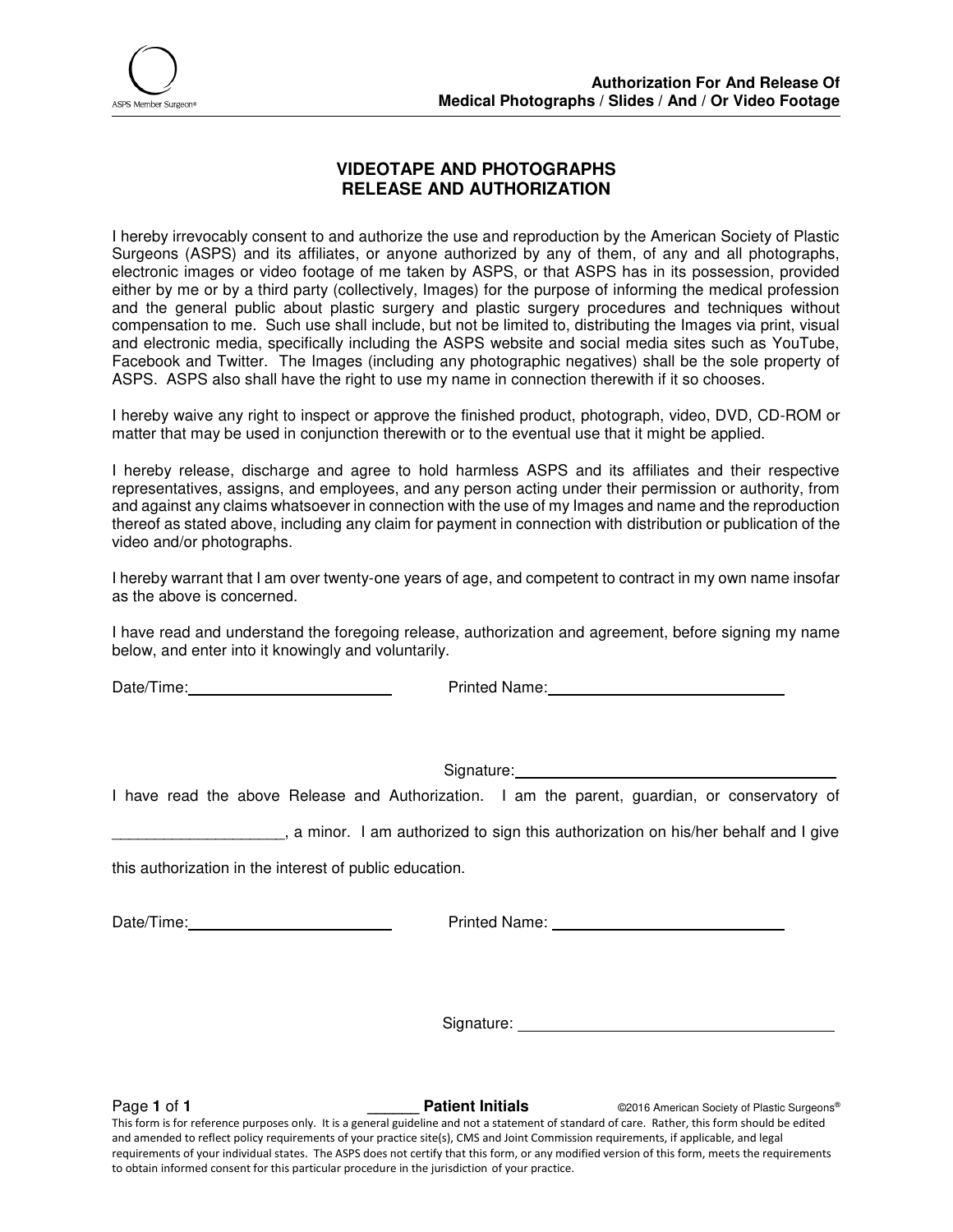# VIDEOTAPE AND PHOTOGRAPHS RELEASE AND AUTHORIZATION

I hereby irrevocably consent to and authorize the use and reproduction by the American Society of Plastic Surgeons (ASPS) and its affiliates, or anyone authorized by any of them, of any and all photographs, electronic images or video footage of me taken by ASPS, or that ASPS has in its possession, provided either by me or by a third party (collectively, Images) for the purpose of informing the medical profession and the general public about plastic surgery and plastic surgery procedures and techniques without compensation to me. Such use shall include, but not be limited to, distributing the Images via print, visual and electronic media, specifically including the ASPS website and social media sites such as YouTube, Facebook and Twitter. The Images (including any photographic negatives) shall be the sole property of ASPS. ASPS also shall have the right to use my name in connection therewith if it so chooses.

I hereby waive any right to inspect or approve the finished product, photograph, video, DVD, CD-ROM or matter that may be used in conjunction therewith or to the eventual use that it might be applied.

I hereby release, discharge and agree to hold harmless ASPS and its affiliates and their respective representatives, assigns, and employees, and any person acting under their permission or authority, from and against any claims whatsoever in connection with the use of my Images and name and the reproduction thereof as stated above, including any claim for payment in connection with distribution or publication of the video and/or photographs.

I hereby warrant that I am over twenty-one years of age, and competent to contract in my own name insofar as the above is concerned.

I have read and understand the foregoing release, authorization and agreement, before signing my name below, and enter into it knowingly and voluntarily.

Date/Time:________________________ Printed Name:____________________________

Signature:____________________________________

I have read the above Release and Authorization. I am the parent, guardian, or conservatory of ____________________, a minor. I am authorized to sign this authorization on his/her behalf and I give this authorization in the interest of public education.

Date/Time:________________________ Printed Name:____________________________

Signature:____________________________________

______ **Patient Initials**

This form is for reference purposes only. It is a general guideline and not a statement of standard of care. Rather, this form should be edited and amended to reflect policy requirements of your practice site(s), CMS and Joint Commission requirements, if applicable, and legal requirements of your individual states. The ASPS does not certify that this form, or any modified version of this form, meets the requirements to obtain informed consent for this particular procedure in the jurisdiction of your practice.